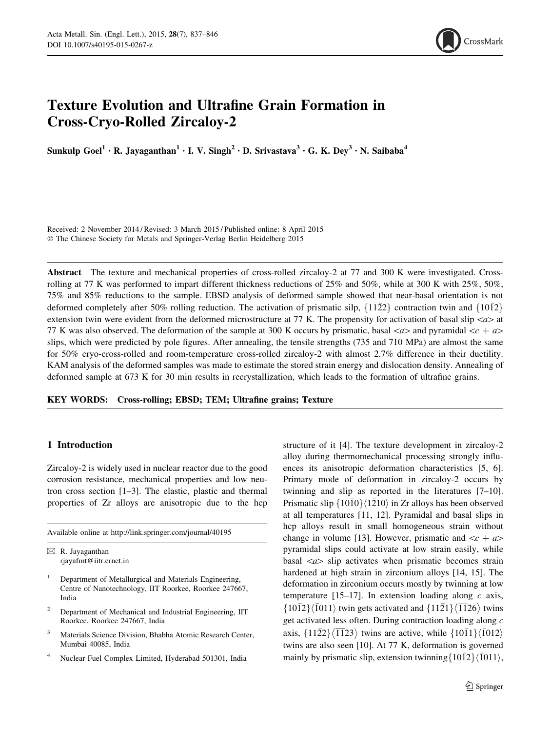# Texture Evolution and Ultrafine Grain Formation in Cross-Cryo-Rolled Zircaloy-2

Sunkulp Goel[1] · R. Jayaganthan[1] · I. V. Singh[2] · D. Srivastava[3] · G. K. Dey[3] · N. Saibaba[4]

Received: 2 November 2014 / Revised: 3 March 2015 / Published online: 8 April 2015

© The Chinese Society for Metals and Springer-Verlag Berlin Heidelberg 2015

**Abstract** The texture and mechanical properties of cross-rolled zircaloy-2 at 77 and 300 K were investigated. Cross-rolling at 77 K was performed to impart different thickness reductions of 25% and 50%, while at 300 K with 25%, 50%, 75% and 85% reductions to the sample. EBSD analysis of deformed sample showed that near-basal orientation is not deformed completely after 50% rolling reduction. The activation of prismatic silp, $\{11\bar{2}2\}$ contraction twin and $\{10\bar{1}2\}$ extension twin were evident from the deformed microstructure at 77 K. The propensity for activation of basal slip <*a*> at 77 K was also observed. The deformation of the sample at 300 K occurs by prismatic, basal <*a*> and pyramidal <*c* + *a*> slips, which were predicted by pole figures. After annealing, the tensile strengths (735 and 710 MPa) are almost the same for 50% cryo-cross-rolled and room-temperature cross-rolled zircaloy-2 with almost 2.7% difference in their ductility. KAM analysis of the deformed samples was made to estimate the stored strain energy and dislocation density. Annealing of deformed sample at 673 K for 30 min results in recrystallization, which leads to the formation of ultrafine grains.

**KEY WORDS:** Cross-rolling; EBSD; TEM; Ultrafine grains; Texture

## 1 Introduction

Zircaloy-2 is widely used in nuclear reactor due to the good corrosion resistance, mechanical properties and low neutron cross section [1–3]. The elastic, plastic and thermal properties of Zr alloys are anisotropic due to the hcp structure of it [4]. The texture development in zircaloy-2 alloy during thermomechanical processing strongly influences its anisotropic deformation characteristics [5, 6]. Primary mode of deformation in zircaloy-2 occurs by twinning and slip as reported in the literatures [7–10]. Prismatic slip $\{10\bar{1}0\}\langle 1\bar{2}10\rangle$ in Zr alloys has been observed at all temperatures [11, 12]. Pyramidal and basal slips in hcp alloys result in small homogeneous strain without change in volume [13]. However, prismatic and <*c* + *a*> pyramidal slips could activate at low strain easily, while basal <*a*> slip activates when prismatic becomes strain hardened at high strain in zirconium alloys [14, 15]. The deformation in zirconium occurs mostly by twinning at low temperature [15–17]. In extension loading along *c* axis, $\{10\bar{1}2\}\langle\bar{1}011\rangle$ twin gets activated and $\{11\bar{2}1\}\langle\bar{1}\bar{1}26\rangle$ twins get activated less often. During contraction loading along *c* axis, $\{11\bar{2}2\}\langle\bar{1}\bar{1}23\rangle$ twins are active, while $\{10\bar{1}1\}\langle\bar{1}012\rangle$ twins are also seen [10]. At 77 K, deformation is governed mainly by prismatic slip, extension twinning $\{10\bar{1}2\}\langle\bar{1}011\rangle$,

---

Available online at http://link.springer.com/journal/40195

✉ R. Jayaganthan
rjayafmt@iitr.ernet.in

[1] Department of Metallurgical and Materials Engineering, Centre of Nanotechnology, IIT Roorkee, Roorkee 247667, India

[2] Department of Mechanical and Industrial Engineering, IIT Roorkee, Roorkee 247667, India

[3] Materials Science Division, Bhabha Atomic Research Center, Mumbai 40085, India

[4] Nuclear Fuel Complex Limited, Hyderabad 501301, India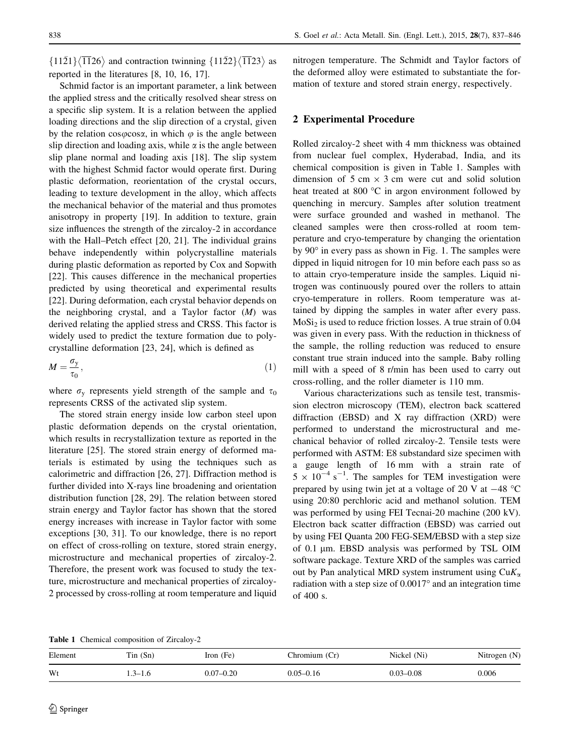$\{11\bar{2}1\}\langle\overline{11}26\rangle$ and contraction twinning $\{11\bar{2}2\}\langle\overline{11}23\rangle$ as reported in the literatures [8, 10, 16, 17].

Schmid factor is an important parameter, a link between the applied stress and the critically resolved shear stress on a specific slip system. It is a relation between the applied loading directions and the slip direction of a crystal, given by the relation $\cos\varphi\cos\alpha$, in which $\varphi$ is the angle between slip direction and loading axis, while $\alpha$ is the angle between slip plane normal and loading axis [18]. The slip system with the highest Schmid factor would operate first. During plastic deformation, reorientation of the crystal occurs, leading to texture development in the alloy, which affects the mechanical behavior of the material and thus promotes anisotropy in property [19]. In addition to texture, grain size influences the strength of the zircaloy-2 in accordance with the Hall–Petch effect [20, 21]. The individual grains behave independently within polycrystalline materials during plastic deformation as reported by Cox and Sopwith [22]. This causes difference in the mechanical properties predicted by using theoretical and experimental results [22]. During deformation, each crystal behavior depends on the neighboring crystal, and a Taylor factor ($M$) was derived relating the applied stress and CRSS. This factor is widely used to predict the texture formation due to polycrystalline deformation [23, 24], which is defined as

$$M = \frac{\sigma_y}{\tau_0}, \tag{1}$$

where $\sigma_y$ represents yield strength of the sample and $\tau_0$ represents CRSS of the activated slip system.

The stored strain energy inside low carbon steel upon plastic deformation depends on the crystal orientation, which results in recrystallization texture as reported in the literature [25]. The stored strain energy of deformed materials is estimated by using the techniques such as calorimetric and diffraction [26, 27]. Diffraction method is further divided into X-rays line broadening and orientation distribution function [28, 29]. The relation between stored strain energy and Taylor factor has shown that the stored energy increases with increase in Taylor factor with some exceptions [30, 31]. To our knowledge, there is no report on effect of cross-rolling on texture, stored strain energy, microstructure and mechanical properties of zircaloy-2. Therefore, the present work was focused to study the texture, microstructure and mechanical properties of zircaloy-2 processed by cross-rolling at room temperature and liquid nitrogen temperature. The Schmidt and Taylor factors of the deformed alloy were estimated to substantiate the formation of texture and stored strain energy, respectively.

## 2 Experimental Procedure

Rolled zircaloy-2 sheet with 4 mm thickness was obtained from nuclear fuel complex, Hyderabad, India, and its chemical composition is given in Table 1. Samples with dimension of 5 cm × 3 cm were cut and solid solution heat treated at 800 °C in argon environment followed by quenching in mercury. Samples after solution treatment were surface grounded and washed in methanol. The cleaned samples were then cross-rolled at room temperature and cryo-temperature by changing the orientation by 90° in every pass as shown in Fig. 1. The samples were dipped in liquid nitrogen for 10 min before each pass so as to attain cryo-temperature inside the samples. Liquid nitrogen was continuously poured over the rollers to attain cryo-temperature in rollers. Room temperature was attained by dipping the samples in water after every pass. $MoSi_2$ is used to reduce friction losses. A true strain of 0.04 was given in every pass. With the reduction in thickness of the sample, the rolling reduction was reduced to ensure constant true strain induced into the sample. Baby rolling mill with a speed of 8 r/min has been used to carry out cross-rolling, and the roller diameter is 110 mm.

Various characterizations such as tensile test, transmission electron microscopy (TEM), electron back scattered diffraction (EBSD) and X ray diffraction (XRD) were performed to understand the microstructural and mechanical behavior of rolled zircaloy-2. Tensile tests were performed with ASTM: E8 substandard size specimen with a gauge length of 16 mm with a strain rate of $5 \times 10^{-4}$ $s^{-1}$. The samples for TEM investigation were prepared by using twin jet at a voltage of 20 V at −48 °C using 20:80 perchloric acid and methanol solution. TEM was performed by using FEI Tecnai-20 machine (200 kV). Electron back scatter diffraction (EBSD) was carried out by using FEI Quanta 200 FEG-SEM/EBSD with a step size of 0.1 μm. EBSD analysis was performed by TSL OIM software package. Texture XRD of the samples was carried out by Pan analytical MRD system instrument using Cu$K_\alpha$ radiation with a step size of 0.0017° and an integration time of 400 s.

**Table 1** Chemical composition of Zircaloy-2

| Element | Tin (Sn) | Iron (Fe) | Chromium (Cr) | Nickel (Ni) | Nitrogen (N) |
|---|---|---|---|---|---|
| Wt | 1.3–1.6 | 0.07–0.20 | 0.05–0.16 | 0.03–0.08 | 0.006 |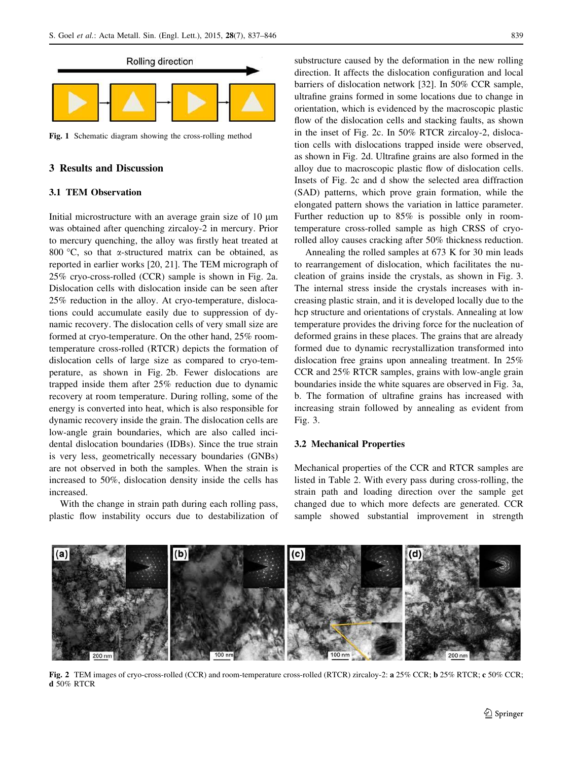Fig. 1 Schematic diagram showing the cross-rolling method

## 3 Results and Discussion

### 3.1 TEM Observation

Initial microstructure with an average grain size of 10 μm was obtained after quenching zircaloy-2 in mercury. Prior to mercury quenching, the alloy was firstly heat treated at 800 °C, so that α-structured matrix can be obtained, as reported in earlier works [20, 21]. The TEM micrograph of 25% cryo-cross-rolled (CCR) sample is shown in Fig. 2a. Dislocation cells with dislocation inside can be seen after 25% reduction in the alloy. At cryo-temperature, dislocations could accumulate easily due to suppression of dynamic recovery. The dislocation cells of very small size are formed at cryo-temperature. On the other hand, 25% room-temperature cross-rolled (RTCR) depicts the formation of dislocation cells of large size as compared to cryo-temperature, as shown in Fig. 2b. Fewer dislocations are trapped inside them after 25% reduction due to dynamic recovery at room temperature. During rolling, some of the energy is converted into heat, which is also responsible for dynamic recovery inside the grain. The dislocation cells are low-angle grain boundaries, which are also called incidental dislocation boundaries (IDBs). Since the true strain is very less, geometrically necessary boundaries (GNBs) are not observed in both the samples. When the strain is increased to 50%, dislocation density inside the cells has increased.

With the change in strain path during each rolling pass, plastic flow instability occurs due to destabilization of substructure caused by the deformation in the new rolling direction. It affects the dislocation configuration and local barriers of dislocation network [32]. In 50% CCR sample, ultrafine grains formed in some locations due to change in orientation, which is evidenced by the macroscopic plastic flow of the dislocation cells and stacking faults, as shown in the inset of Fig. 2c. In 50% RTCR zircaloy-2, dislocation cells with dislocations trapped inside were observed, as shown in Fig. 2d. Ultrafine grains are also formed in the alloy due to macroscopic plastic flow of dislocation cells. Insets of Fig. 2c and d show the selected area diffraction (SAD) patterns, which prove grain formation, while the elongated pattern shows the variation in lattice parameter. Further reduction up to 85% is possible only in room-temperature cross-rolled sample as high CRSS of cryo-rolled alloy causes cracking after 50% thickness reduction.

Annealing the rolled samples at 673 K for 30 min leads to rearrangement of dislocation, which facilitates the nucleation of grains inside the crystals, as shown in Fig. 3. The internal stress inside the crystals increases with increasing plastic strain, and it is developed locally due to the hcp structure and orientations of crystals. Annealing at low temperature provides the driving force for the nucleation of deformed grains in these places. The grains that are already formed due to dynamic recrystallization transformed into dislocation free grains upon annealing treatment. In 25% CCR and 25% RTCR samples, grains with low-angle grain boundaries inside the white squares are observed in Fig. 3a, b. The formation of ultrafine grains has increased with increasing strain followed by annealing as evident from Fig. 3.

### 3.2 Mechanical Properties

Mechanical properties of the CCR and RTCR samples are listed in Table 2. With every pass during cross-rolling, the strain path and loading direction over the sample get changed due to which more defects are generated. CCR sample showed substantial improvement in strength

Fig. 2 TEM images of cryo-cross-rolled (CCR) and room-temperature cross-rolled (RTCR) zircaloy-2: **a** 25% CCR; **b** 25% RTCR; **c** 50% CCR; **d** 50% RTCR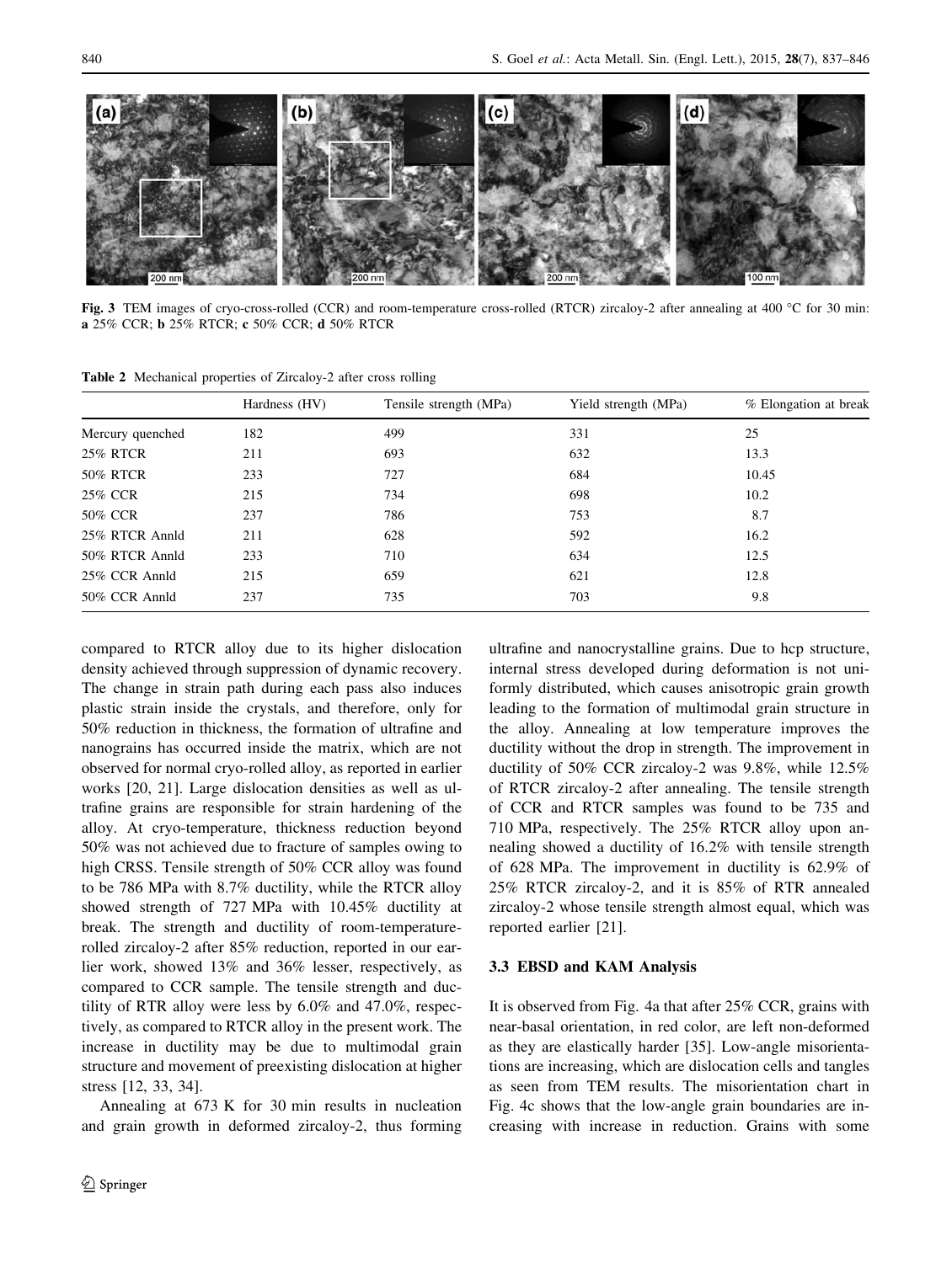Fig. 3 TEM images of cryo-cross-rolled (CCR) and room-temperature cross-rolled (RTCR) zircaloy-2 after annealing at 400 °C for 30 min: **a** 25% CCR; **b** 25% RTCR; **c** 50% CCR; **d** 50% RTCR

**Table 2** Mechanical properties of Zircaloy-2 after cross rolling

| | Hardness (HV) | Tensile strength (MPa) | Yield strength (MPa) | % Elongation at break |
|---|---|---|---|---|
| Mercury quenched | 182 | 499 | 331 | 25 |
| 25% RTCR | 211 | 693 | 632 | 13.3 |
| 50% RTCR | 233 | 727 | 684 | 10.45 |
| 25% CCR | 215 | 734 | 698 | 10.2 |
| 50% CCR | 237 | 786 | 753 | 8.7 |
| 25% RTCR Annld | 211 | 628 | 592 | 16.2 |
| 50% RTCR Annld | 233 | 710 | 634 | 12.5 |
| 25% CCR Annld | 215 | 659 | 621 | 12.8 |
| 50% CCR Annld | 237 | 735 | 703 | 9.8 |

compared to RTCR alloy due to its higher dislocation density achieved through suppression of dynamic recovery. The change in strain path during each pass also induces plastic strain inside the crystals, and therefore, only for 50% reduction in thickness, the formation of ultrafine and nanograins has occurred inside the matrix, which are not observed for normal cryo-rolled alloy, as reported in earlier works [20, 21]. Large dislocation densities as well as ultrafine grains are responsible for strain hardening of the alloy. At cryo-temperature, thickness reduction beyond 50% was not achieved due to fracture of samples owing to high CRSS. Tensile strength of 50% CCR alloy was found to be 786 MPa with 8.7% ductility, while the RTCR alloy showed strength of 727 MPa with 10.45% ductility at break. The strength and ductility of room-temperature-rolled zircaloy-2 after 85% reduction, reported in our earlier work, showed 13% and 36% lesser, respectively, as compared to CCR sample. The tensile strength and ductility of RTR alloy were less by 6.0% and 47.0%, respectively, as compared to RTCR alloy in the present work. The increase in ductility may be due to multimodal grain structure and movement of preexisting dislocation at higher stress [12, 33, 34].

Annealing at 673 K for 30 min results in nucleation and grain growth in deformed zircaloy-2, thus forming ultrafine and nanocrystalline grains. Due to hcp structure, internal stress developed during deformation is not uniformly distributed, which causes anisotropic grain growth leading to the formation of multimodal grain structure in the alloy. Annealing at low temperature improves the ductility without the drop in strength. The improvement in ductility of 50% CCR zircaloy-2 was 9.8%, while 12.5% of RTCR zircaloy-2 after annealing. The tensile strength of CCR and RTCR samples was found to be 735 and 710 MPa, respectively. The 25% RTCR alloy upon annealing showed a ductility of 16.2% with tensile strength of 628 MPa. The improvement in ductility is 62.9% of 25% RTCR zircaloy-2, and it is 85% of RTR annealed zircaloy-2 whose tensile strength almost equal, which was reported earlier [21].

### 3.3 EBSD and KAM Analysis

It is observed from Fig. 4a that after 25% CCR, grains with near-basal orientation, in red color, are left non-deformed as they are elastically harder [35]. Low-angle misorientations are increasing, which are dislocation cells and tangles as seen from TEM results. The misorientation chart in Fig. 4c shows that the low-angle grain boundaries are increasing with increase in reduction. Grains with some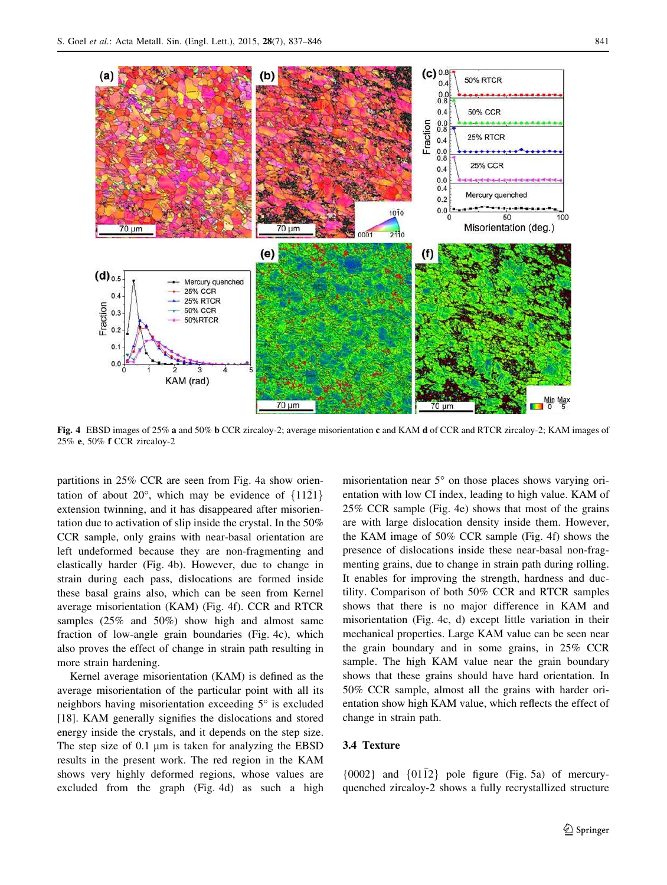Fig. 4 EBSD images of 25% **a** and 50% **b** CCR zircaloy-2; average misorientation **c** and KAM **d** of CCR and RTCR zircaloy-2; KAM images of 25% **e**, 50% **f** CCR zircaloy-2

partitions in 25% CCR are seen from Fig. 4a show orientation of about 20°, which may be evidence of $\{11\bar{2}1\}$ extension twinning, and it has disappeared after misorientation due to activation of slip inside the crystal. In the 50% CCR sample, only grains with near-basal orientation are left undeformed because they are non-fragmenting and elastically harder (Fig. 4b). However, due to change in strain during each pass, dislocations are formed inside these basal grains also, which can be seen from Kernel average misorientation (KAM) (Fig. 4f). CCR and RTCR samples (25% and 50%) show high and almost same fraction of low-angle grain boundaries (Fig. 4c), which also proves the effect of change in strain path resulting in more strain hardening.

Kernel average misorientation (KAM) is defined as the average misorientation of the particular point with all its neighbors having misorientation exceeding 5° is excluded [18]. KAM generally signifies the dislocations and stored energy inside the crystals, and it depends on the step size. The step size of 0.1 µm is taken for analyzing the EBSD results in the present work. The red region in the KAM shows very highly deformed regions, whose values are excluded from the graph (Fig. 4d) as such a high misorientation near 5° on those places shows varying orientation with low CI index, leading to high value. KAM of 25% CCR sample (Fig. 4e) shows that most of the grains are with large dislocation density inside them. However, the KAM image of 50% CCR sample (Fig. 4f) shows the presence of dislocations inside these near-basal non-fragmenting grains, due to change in strain path during rolling. It enables for improving the strength, hardness and ductility. Comparison of both 50% CCR and RTCR samples shows that there is no major difference in KAM and misorientation (Fig. 4c, d) except little variation in their mechanical properties. Large KAM value can be seen near the grain boundary and in some grains, in 25% CCR sample. The high KAM value near the grain boundary shows that these grains should have hard orientation. In 50% CCR sample, almost all the grains with harder orientation show high KAM value, which reflects the effect of change in strain path.

### 3.4 Texture

$\{0002\}$ and $\{01\bar{1}2\}$ pole figure (Fig. 5a) of mercury-quenched zircaloy-2 shows a fully recrystallized structure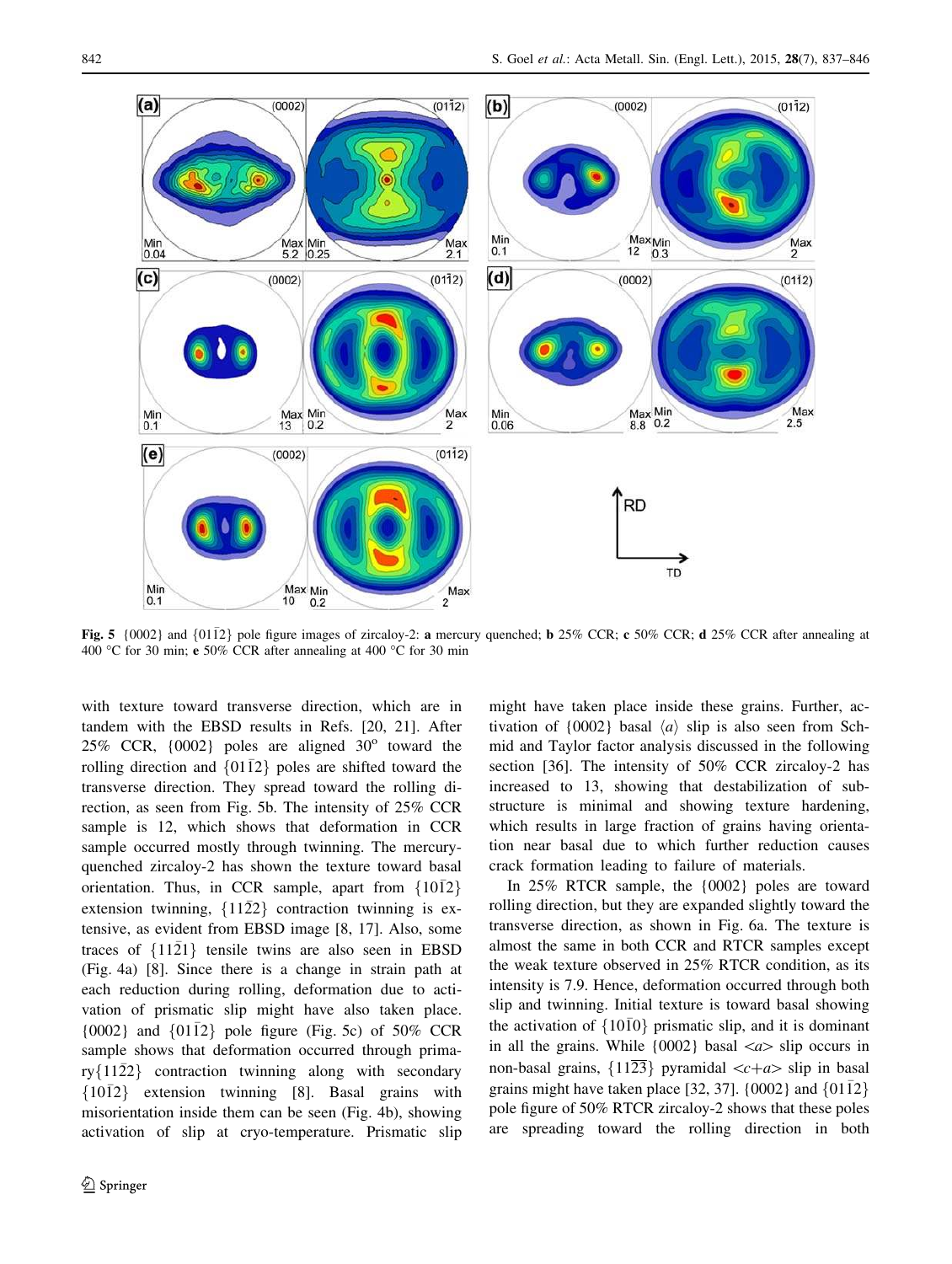Fig. 5 {0002} and {01$\bar{1}$2} pole figure images of zircaloy-2: **a** mercury quenched; **b** 25% CCR; **c** 50% CCR; **d** 25% CCR after annealing at 400 °C for 30 min; **e** 50% CCR after annealing at 400 °C for 30 min

with texture toward transverse direction, which are in tandem with the EBSD results in Refs. [20, 21]. After 25% CCR, {0002} poles are aligned 30° toward the rolling direction and {01$\bar{1}$2} poles are shifted toward the transverse direction. They spread toward the rolling direction, as seen from Fig. 5b. The intensity of 25% CCR sample is 12, which shows that deformation in CCR sample occurred mostly through twinning. The mercury-quenched zircaloy-2 has shown the texture toward basal orientation. Thus, in CCR sample, apart from {10$\bar{1}$2} extension twinning, {11$\bar{2}$2} contraction twinning is extensive, as evident from EBSD image [8, 17]. Also, some traces of {11$\bar{2}$1} tensile twins are also seen in EBSD (Fig. 4a) [8]. Since there is a change in strain path at each reduction during rolling, deformation due to activation of prismatic slip might have also taken place. {0002} and {01$\bar{1}$2} pole figure (Fig. 5c) of 50% CCR sample shows that deformation occurred through primary{11$\bar{2}$2} contraction twinning along with secondary {10$\bar{1}$2} extension twinning [8]. Basal grains with misorientation inside them can be seen (Fig. 4b), showing activation of slip at cryo-temperature. Prismatic slip might have taken place inside these grains. Further, activation of {0002} basal ⟨a⟩ slip is also seen from Schmid and Taylor factor analysis discussed in the following section [36]. The intensity of 50% CCR zircaloy-2 has increased to 13, showing that destabilization of substructure is minimal and showing texture hardening, which results in large fraction of grains having orientation near basal due to which further reduction causes crack formation leading to failure of materials.

In 25% RTCR sample, the {0002} poles are toward rolling direction, but they are expanded slightly toward the transverse direction, as shown in Fig. 6a. The texture is almost the same in both CCR and RTCR samples except the weak texture observed in 25% RTCR condition, as its intensity is 7.9. Hence, deformation occurred through both slip and twinning. Initial texture is toward basal showing the activation of {10$\bar{1}$0} prismatic slip, and it is dominant in all the grains. While {0002} basal <a> slip occurs in non-basal grains, {11$\overline{23}$} pyramidal <c+a> slip in basal grains might have taken place [32, 37]. {0002} and {01$\bar{1}$2} pole figure of 50% RTCR zircaloy-2 shows that these poles are spreading toward the rolling direction in both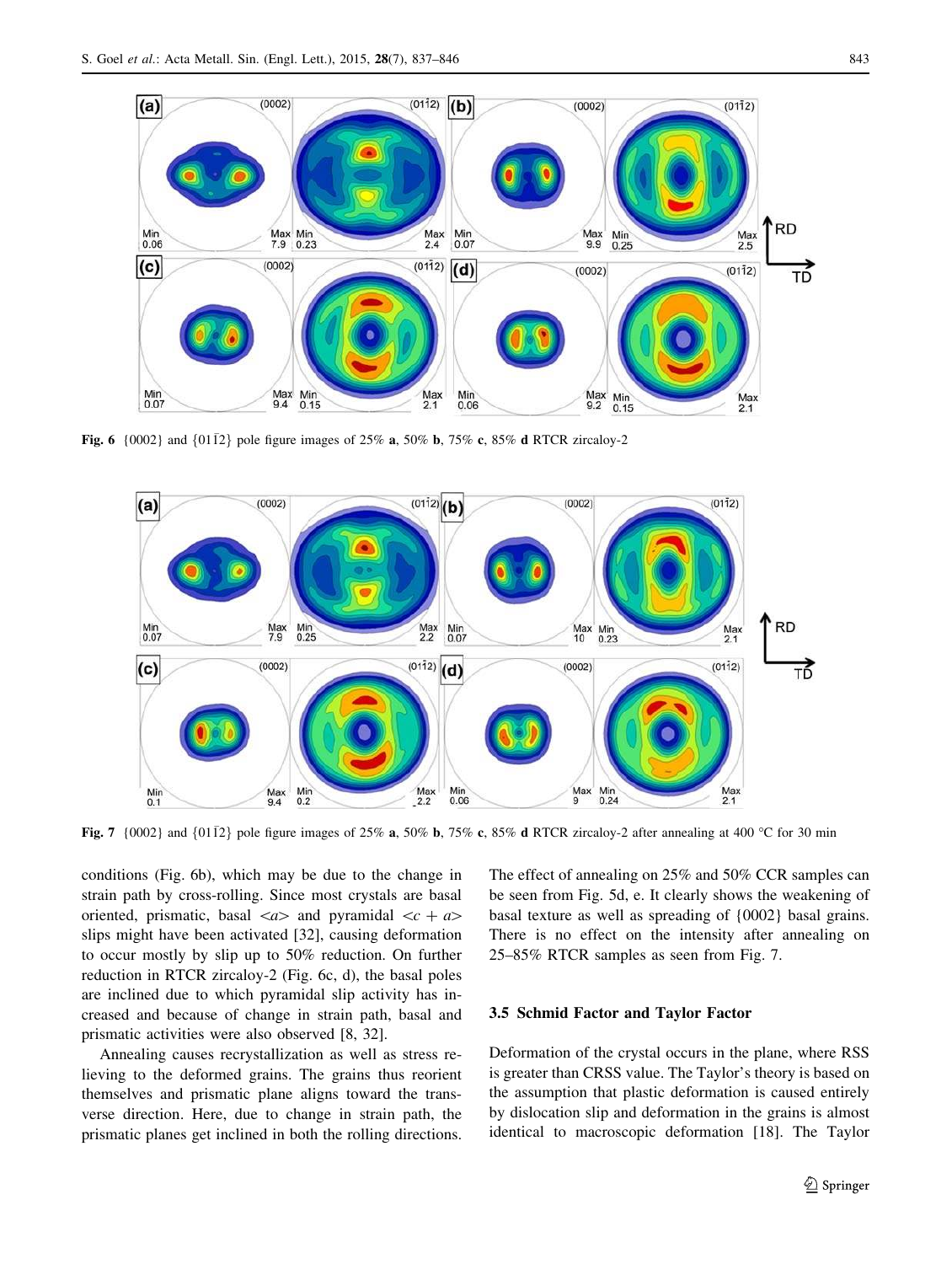Fig. 6 {0002} and {01$\bar{1}$2} pole figure images of 25% **a**, 50% **b**, 75% **c**, 85% **d** RTCR zircaloy-2

Fig. 7 {0002} and {01$\bar{1}$2} pole figure images of 25% **a**, 50% **b**, 75% **c**, 85% **d** RTCR zircaloy-2 after annealing at 400 °C for 30 min

conditions (Fig. 6b), which may be due to the change in strain path by cross-rolling. Since most crystals are basal oriented, prismatic, basal <*a*> and pyramidal <*c* + *a*> slips might have been activated [32], causing deformation to occur mostly by slip up to 50% reduction. On further reduction in RTCR zircaloy-2 (Fig. 6c, d), the basal poles are inclined due to which pyramidal slip activity has increased and because of change in strain path, basal and prismatic activities were also observed [8, 32].

Annealing causes recrystallization as well as stress relieving to the deformed grains. The grains thus reorient themselves and prismatic plane aligns toward the transverse direction. Here, due to change in strain path, the prismatic planes get inclined in both the rolling directions. The effect of annealing on 25% and 50% CCR samples can be seen from Fig. 5d, e. It clearly shows the weakening of basal texture as well as spreading of {0002} basal grains. There is no effect on the intensity after annealing on 25–85% RTCR samples as seen from Fig. 7.

### 3.5 Schmid Factor and Taylor Factor

Deformation of the crystal occurs in the plane, where RSS is greater than CRSS value. The Taylor's theory is based on the assumption that plastic deformation is caused entirely by dislocation slip and deformation in the grains is almost identical to macroscopic deformation [18]. The Taylor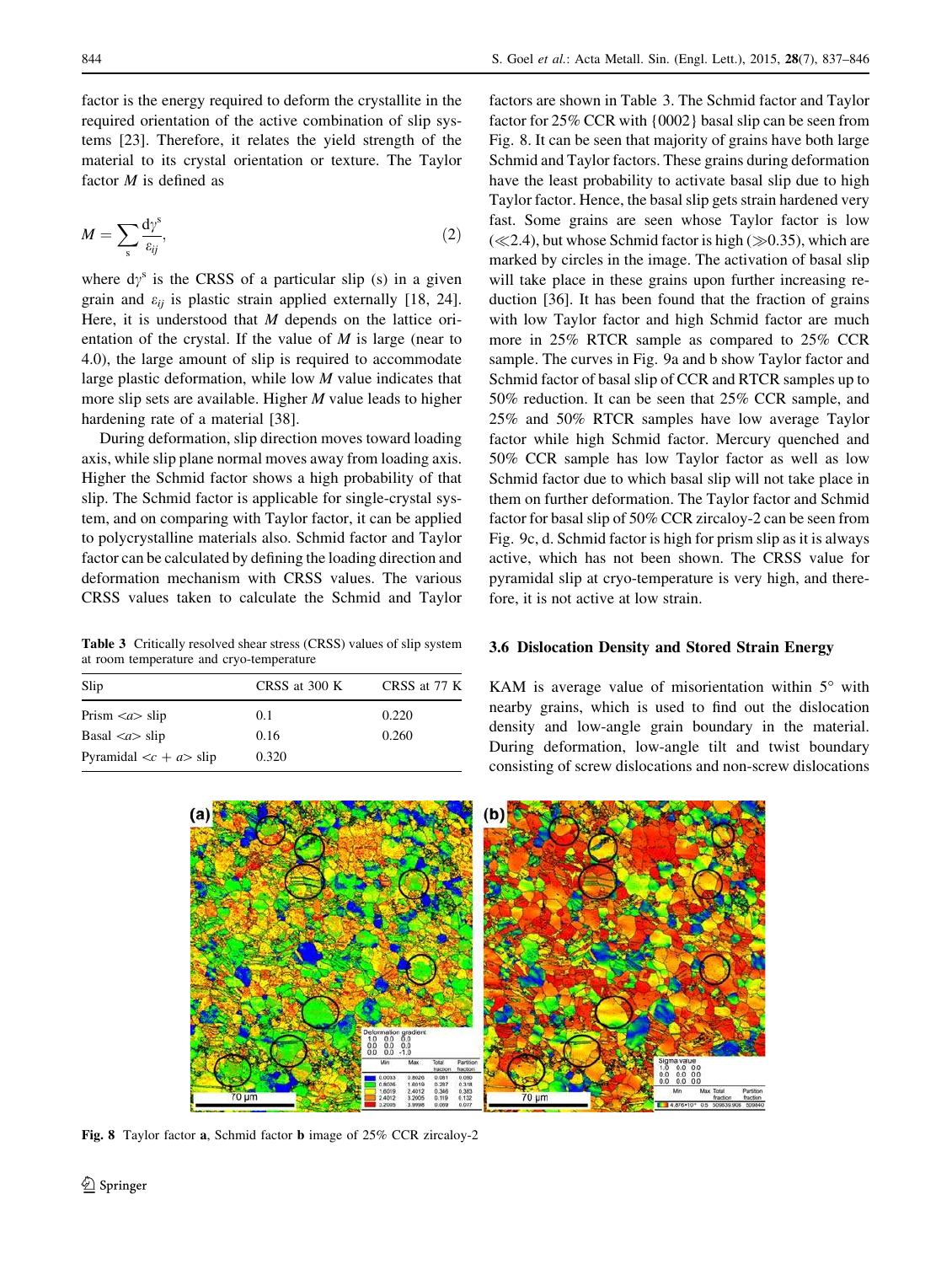factor is the energy required to deform the crystallite in the required orientation of the active combination of slip systems [23]. Therefore, it relates the yield strength of the material to its crystal orientation or texture. The Taylor factor $M$ is defined as

$$M = \sum_{s} \frac{d\gamma^{s}}{\varepsilon_{ij}}, \tag{2}$$

where $d\gamma^{s}$ is the CRSS of a particular slip (s) in a given grain and $\varepsilon_{ij}$ is plastic strain applied externally [18, 24]. Here, it is understood that $M$ depends on the lattice orientation of the crystal. If the value of $M$ is large (near to 4.0), the large amount of slip is required to accommodate large plastic deformation, while low $M$ value indicates that more slip sets are available. Higher $M$ value leads to higher hardening rate of a material [38].

During deformation, slip direction moves toward loading axis, while slip plane normal moves away from loading axis. Higher the Schmid factor shows a high probability of that slip. The Schmid factor is applicable for single-crystal system, and on comparing with Taylor factor, it can be applied to polycrystalline materials also. Schmid factor and Taylor factor can be calculated by defining the loading direction and deformation mechanism with CRSS values. The various CRSS values taken to calculate the Schmid and Taylor factors are shown in Table 3. The Schmid factor and Taylor factor for 25% CCR with {0002} basal slip can be seen from Fig. 8. It can be seen that majority of grains have both large Schmid and Taylor factors. These grains during deformation have the least probability to activate basal slip due to high Taylor factor. Hence, the basal slip gets strain hardened very fast. Some grains are seen whose Taylor factor is low ($\ll$2.4), but whose Schmid factor is high ($\gg$0.35), which are marked by circles in the image. The activation of basal slip will take place in these grains upon further increasing reduction [36]. It has been found that the fraction of grains with low Taylor factor and high Schmid factor are much more in 25% RTCR sample as compared to 25% CCR sample. The curves in Fig. 9a and b show Taylor factor and Schmid factor of basal slip of CCR and RTCR samples up to 50% reduction. It can be seen that 25% CCR sample, and 25% and 50% RTCR samples have low average Taylor factor while high Schmid factor. Mercury quenched and 50% CCR sample has low Taylor factor as well as low Schmid factor due to which basal slip will not take place in them on further deformation. The Taylor factor and Schmid factor for basal slip of 50% CCR zircaloy-2 can be seen from Fig. 9c, d. Schmid factor is high for prism slip as it is always active, which has not been shown. The CRSS value for pyramidal slip at cryo-temperature is very high, and therefore, it is not active at low strain.

**Table 3** Critically resolved shear stress (CRSS) values of slip system at room temperature and cryo-temperature

| Slip | CRSS at 300 K | CRSS at 77 K |
|---|---|---|
| Prism <a> slip | 0.1 | 0.220 |
| Basal <a> slip | 0.16 | 0.260 |
| Pyramidal <c + a> slip | 0.320 | |

**Fig. 8** Taylor factor **a**, Schmid factor **b** image of 25% CCR zircaloy-2

### 3.6 Dislocation Density and Stored Strain Energy

KAM is average value of misorientation within 5° with nearby grains, which is used to find out the dislocation density and low-angle grain boundary in the material. During deformation, low-angle tilt and twist boundary consisting of screw dislocations and non-screw dislocations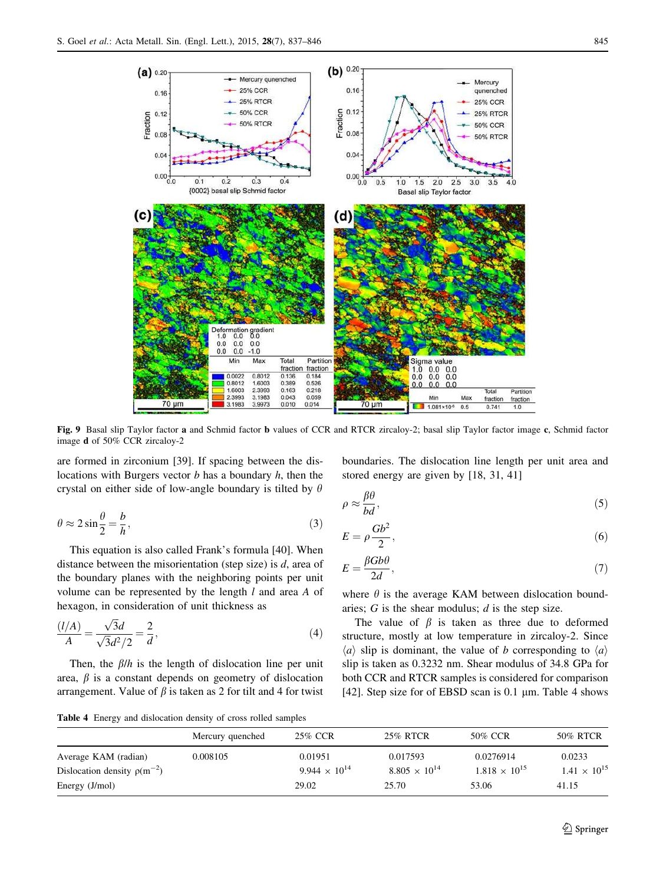Fig. 9 Basal slip Taylor factor **a** and Schmid factor **b** values of CCR and RTCR zircaloy-2; basal slip Taylor factor image **c**, Schmid factor image **d** of 50% CCR zircaloy-2

are formed in zirconium [39]. If spacing between the dislocations with Burgers vector $b$ has a boundary $h$, then the crystal on either side of low-angle boundary is tilted by $\theta$

$$\theta \approx 2\sin\frac{\theta}{2} = \frac{b}{h}, \tag{3}$$

This equation is also called Frank's formula [40]. When distance between the misorientation (step size) is $d$, area of the boundary planes with the neighboring points per unit volume can be represented by the length $l$ and area $A$ of hexagon, in consideration of unit thickness as

$$\frac{(l/A)}{A} = \frac{\sqrt{3}d}{\sqrt{3}d^2/2} = \frac{2}{d}, \tag{4}$$

Then, the $\beta/h$ is the length of dislocation line per unit area, $\beta$ is a constant depends on geometry of dislocation arrangement. Value of $\beta$ is taken as 2 for tilt and 4 for twist boundaries. The dislocation line length per unit area and stored energy are given by [18, 31, 41]

$$\rho \approx \frac{\beta\theta}{bd}, \tag{5}$$

$$E = \rho\frac{Gb^2}{2}, \tag{6}$$

$$E = \frac{\beta G b \theta}{2d}, \tag{7}$$

where $\theta$ is the average KAM between dislocation boundaries; $G$ is the shear modulus; $d$ is the step size.

The value of $\beta$ is taken as three due to deformed structure, mostly at low temperature in zircaloy-2. Since $\langle a\rangle$ slip is dominant, the value of $b$ corresponding to $\langle a\rangle$ slip is taken as 0.3232 nm. Shear modulus of 34.8 GPa for both CCR and RTCR samples is considered for comparison [42]. Step size for of EBSD scan is 0.1 μm. Table 4 shows

Table 4 Energy and dislocation density of cross rolled samples

| | Mercury quenched | 25% CCR | 25% RTCR | 50% CCR | 50% RTCR |
|---|---|---|---|---|---|
| Average KAM (radian) | 0.008105 | 0.01951 | 0.017593 | 0.0276914 | 0.0233 |
| Dislocation density $\rho$(m$^{-2}$) | | $9.944 \times 10^{14}$ | $8.805 \times 10^{14}$ | $1.818 \times 10^{15}$ | $1.41 \times 10^{15}$ |
| Energy (J/mol) | | 29.02 | 25.70 | 53.06 | 41.15 |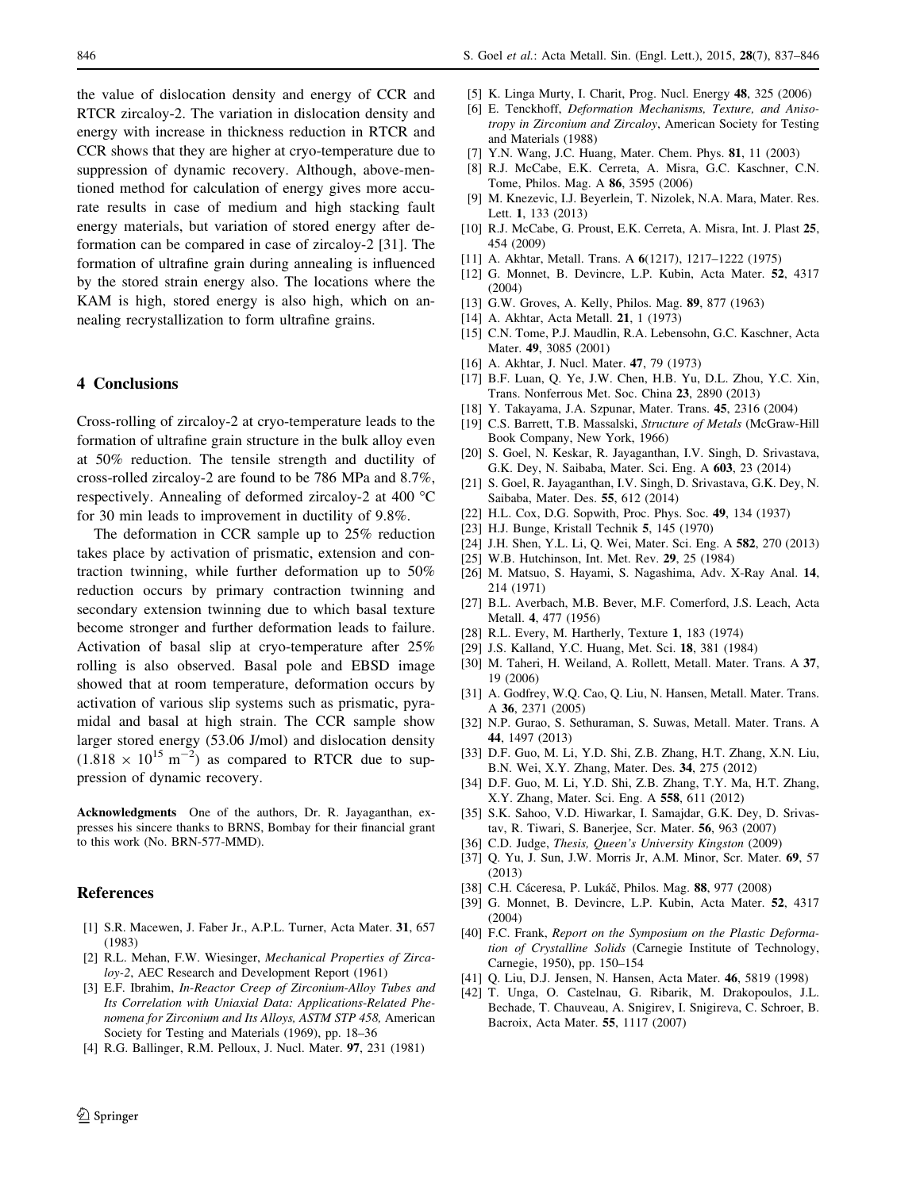the value of dislocation density and energy of CCR and RTCR zircaloy-2. The variation in dislocation density and energy with increase in thickness reduction in RTCR and CCR shows that they are higher at cryo-temperature due to suppression of dynamic recovery. Although, above-mentioned method for calculation of energy gives more accurate results in case of medium and high stacking fault energy materials, but variation of stored energy after deformation can be compared in case of zircaloy-2 [31]. The formation of ultrafine grain during annealing is influenced by the stored strain energy also. The locations where the KAM is high, stored energy is also high, which on annealing recrystallization to form ultrafine grains.

## 4 Conclusions

Cross-rolling of zircaloy-2 at cryo-temperature leads to the formation of ultrafine grain structure in the bulk alloy even at 50% reduction. The tensile strength and ductility of cross-rolled zircaloy-2 are found to be 786 MPa and 8.7%, respectively. Annealing of deformed zircaloy-2 at 400 °C for 30 min leads to improvement in ductility of 9.8%.

The deformation in CCR sample up to 25% reduction takes place by activation of prismatic, extension and contraction twinning, while further deformation up to 50% reduction occurs by primary contraction twinning and secondary extension twinning due to which basal texture become stronger and further deformation leads to failure. Activation of basal slip at cryo-temperature after 25% rolling is also observed. Basal pole and EBSD image showed that at room temperature, deformation occurs by activation of various slip systems such as prismatic, pyramidal and basal at high strain. The CCR sample show larger stored energy (53.06 J/mol) and dislocation density ($1.818 \times 10^{15}$ $m^{-2}$) as compared to RTCR due to suppression of dynamic recovery.

**Acknowledgments** One of the authors, Dr. R. Jayaganthan, expresses his sincere thanks to BRNS, Bombay for their financial grant to this work (No. BRN-577-MMD).

## References

[1] S.R. Macewen, J. Faber Jr., A.P.L. Turner, Acta Mater. **31**, 657 (1983)

[2] R.L. Mehan, F.W. Wiesinger, *Mechanical Properties of Zircaloy-2*, AEC Research and Development Report (1961)

[3] E.F. Ibrahim, *In-Reactor Creep of Zirconium-Alloy Tubes and Its Correlation with Uniaxial Data: Applications-Related Phenomena for Zirconium and Its Alloys, ASTM STP 458,* American Society for Testing and Materials (1969), pp. 18–36

[4] R.G. Ballinger, R.M. Pelloux, J. Nucl. Mater. **97**, 231 (1981)

[5] K. Linga Murty, I. Charit, Prog. Nucl. Energy **48**, 325 (2006)

[6] E. Tenckhoff, *Deformation Mechanisms, Texture, and Anisotropy in Zirconium and Zircaloy*, American Society for Testing and Materials (1988)

[7] Y.N. Wang, J.C. Huang, Mater. Chem. Phys. **81**, 11 (2003)

[8] R.J. McCabe, E.K. Cerreta, A. Misra, G.C. Kaschner, C.N. Tome, Philos. Mag. A **86**, 3595 (2006)

[9] M. Knezevic, I.J. Beyerlein, T. Nizolek, N.A. Mara, Mater. Res. Lett. **1**, 133 (2013)

[10] R.J. McCabe, G. Proust, E.K. Cerreta, A. Misra, Int. J. Plast **25**, 454 (2009)

[11] A. Akhtar, Metall. Trans. A **6**(1217), 1217–1222 (1975)

[12] G. Monnet, B. Devincre, L.P. Kubin, Acta Mater. **52**, 4317 (2004)

[13] G.W. Groves, A. Kelly, Philos. Mag. **89**, 877 (1963)

[14] A. Akhtar, Acta Metall. **21**, 1 (1973)

[15] C.N. Tome, P.J. Maudlin, R.A. Lebensohn, G.C. Kaschner, Acta Mater. **49**, 3085 (2001)

[16] A. Akhtar, J. Nucl. Mater. **47**, 79 (1973)

[17] B.F. Luan, Q. Ye, J.W. Chen, H.B. Yu, D.L. Zhou, Y.C. Xin, Trans. Nonferrous Met. Soc. China **23**, 2890 (2013)

[18] Y. Takayama, J.A. Szpunar, Mater. Trans. **45**, 2316 (2004)

[19] C.S. Barrett, T.B. Massalski, *Structure of Metals* (McGraw-Hill Book Company, New York, 1966)

[20] S. Goel, N. Keskar, R. Jayaganthan, I.V. Singh, D. Srivastava, G.K. Dey, N. Saibaba, Mater. Sci. Eng. A **603**, 23 (2014)

[21] S. Goel, R. Jayaganthan, I.V. Singh, D. Srivastava, G.K. Dey, N. Saibaba, Mater. Des. **55**, 612 (2014)

[22] H.L. Cox, D.G. Sopwith, Proc. Phys. Soc. **49**, 134 (1937)

[23] H.J. Bunge, Kristall Technik **5**, 145 (1970)

[24] J.H. Shen, Y.L. Li, Q. Wei, Mater. Sci. Eng. A **582**, 270 (2013)

[25] W.B. Hutchinson, Int. Met. Rev. **29**, 25 (1984)

[26] M. Matsuo, S. Hayami, S. Nagashima, Adv. X-Ray Anal. **14**, 214 (1971)

[27] B.L. Averbach, M.B. Bever, M.F. Comerford, J.S. Leach, Acta Metall. **4**, 477 (1956)

[28] R.L. Every, M. Hartherly, Texture **1**, 183 (1974)

[29] J.S. Kalland, Y.C. Huang, Met. Sci. **18**, 381 (1984)

[30] M. Taheri, H. Weiland, A. Rollett, Metall. Mater. Trans. A **37**, 19 (2006)

[31] A. Godfrey, W.Q. Cao, Q. Liu, N. Hansen, Metall. Mater. Trans. A **36**, 2371 (2005)

[32] N.P. Gurao, S. Sethuraman, S. Suwas, Metall. Mater. Trans. A **44**, 1497 (2013)

[33] D.F. Guo, M. Li, Y.D. Shi, Z.B. Zhang, H.T. Zhang, X.N. Liu, B.N. Wei, X.Y. Zhang, Mater. Des. **34**, 275 (2012)

[34] D.F. Guo, M. Li, Y.D. Shi, Z.B. Zhang, T.Y. Ma, H.T. Zhang, X.Y. Zhang, Mater. Sci. Eng. A **558**, 611 (2012)

[35] S.K. Sahoo, V.D. Hiwarkar, I. Samajdar, G.K. Dey, D. Srivastav, R. Tiwari, S. Banerjee, Scr. Mater. **56**, 963 (2007)

[36] C.D. Judge, *Thesis, Queen's University Kingston* (2009)

[37] Q. Yu, J. Sun, J.W. Morris Jr, A.M. Minor, Scr. Mater. **69**, 57 (2013)

[38] C.H. Cáceresa, P. Lukáč, Philos. Mag. **88**, 977 (2008)

[39] G. Monnet, B. Devincre, L.P. Kubin, Acta Mater. **52**, 4317 (2004)

[40] F.C. Frank, *Report on the Symposium on the Plastic Deformation of Crystalline Solids* (Carnegie Institute of Technology, Carnegie, 1950), pp. 150–154

[41] Q. Liu, D.J. Jensen, N. Hansen, Acta Mater. **46**, 5819 (1998)

[42] T. Unga, O. Castelnau, G. Ribarik, M. Drakopoulos, J.L. Bechade, T. Chauveau, A. Snigirev, I. Snigireva, C. Schroer, B. Bacroix, Acta Mater. **55**, 1117 (2007)